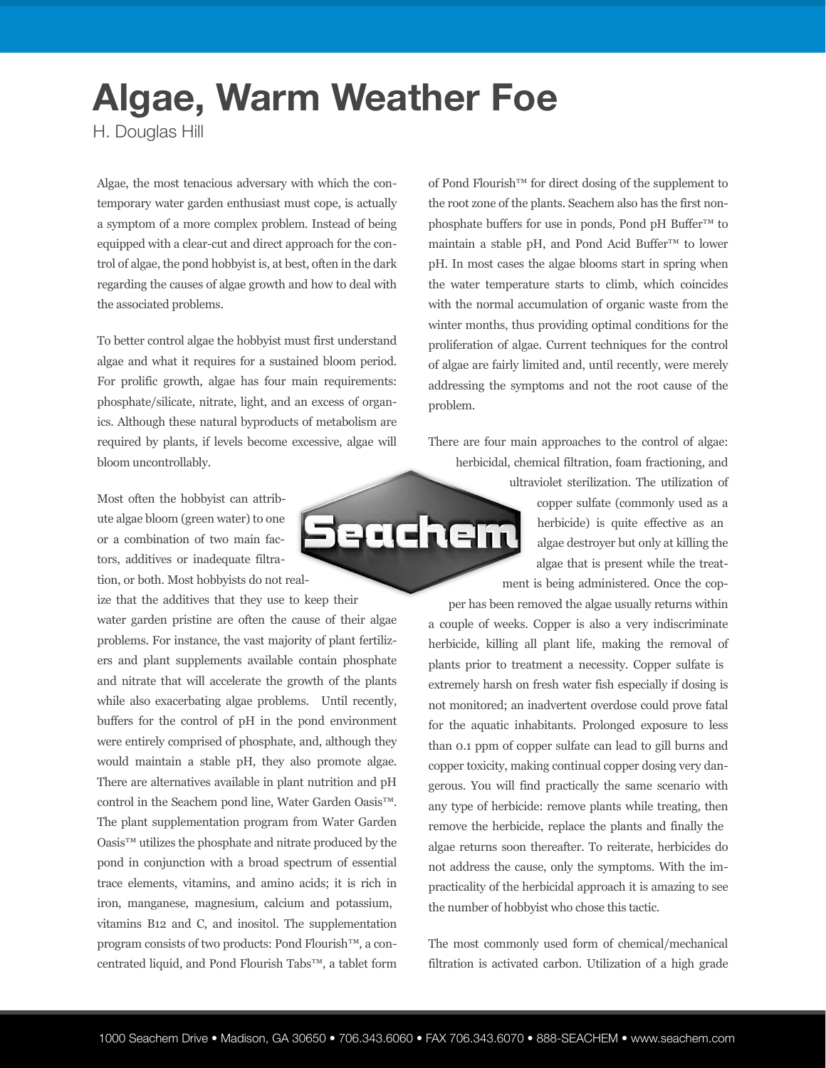# Algae, Warm Weather Foe

H. Douglas Hill

Algae, the most tenacious adversary with which the contemporary water garden enthusiast must cope, is actually a symptom of a more complex problem. Instead of being equipped with a clear-cut and direct approach for the control of algae, the pond hobbyist is, at best, often in the dark regarding the causes of algae growth and how to deal with the associated problems.

To better control algae the hobbyist must first understand algae and what it requires for a sustained bloom period. For prolific growth, algae has four main requirements: phosphate/silicate, nitrate, light, and an excess of organics. Although these natural byproducts of metabolism are required by plants, if levels become excessive, algae will bloom uncontrollably.

Most often the hobbyist can attribute algae bloom (green water) to one or a combination of two main factors, additives or inadequate filtration, or both. Most hobbyists do not realize that the additives that they use to keep their water garden pristine are often the cause of their algae problems. For instance, the vast majority of plant fertilizers and plant supplements available contain phosphate and nitrate that will accelerate the growth of the plants while also exacerbating algae problems. Until recently, buffers for the control of pH in the pond environment were entirely comprised of phosphate, and, although they would maintain a stable pH, they also promote algae. There are alternatives available in plant nutrition and pH control in the Seachem pond line, Water Garden Oasis™. The plant supplementation program from Water Garden Oasis™ utilizes the phosphate and nitrate produced by the pond in conjunction with a broad spectrum of essential trace elements, vitamins, and amino acids; it is rich in iron, manganese, magnesium, calcium and potassium, vitamins B12 and C, and inositol. The supplementation program consists of two products: Pond Flourish™, a concentrated liquid, and Pond Flourish Tabs™, a tablet form of Pond Flourish™ for direct dosing of the supplement to the root zone of the plants. Seachem also has the first non-phosphate buffers for use in ponds, Pond pH Buffer™ to maintain a stable pH, and Pond Acid Buffer™ to lower pH. In most cases the algae blooms start in spring when the water temperature starts to climb, which coincides with the normal accumulation of organic waste from the winter months, thus providing optimal conditions for the proliferation of algae. Current techniques for the control of algae are fairly limited and, until recently, were merely addressing the symptoms and not the root cause of the problem.

There are four main approaches to the control of algae: herbicidal, chemical filtration, foam fractioning, and ultraviolet sterilization. The utilization of copper sulfate (commonly used as a herbicide) is quite effective as an algae destroyer but only at killing the algae that is present while the treatment is being administered. Once the copper has been removed the algae usually returns within a couple of weeks. Copper is also a very indiscriminate herbicide, killing all plant life, making the removal of plants prior to treatment a necessity. Copper sulfate is extremely harsh on fresh water fish especially if dosing is not monitored; an inadvertent overdose could prove fatal for the aquatic inhabitants. Prolonged exposure to less than 0.1 ppm of copper sulfate can lead to gill burns and copper toxicity, making continual copper dosing very dangerous. You will find practically the same scenario with any type of herbicide: remove plants while treating, then remove the herbicide, replace the plants and finally the algae returns soon thereafter. To reiterate, herbicides do not address the cause, only the symptoms. With the impracticality of the herbicidal approach it is amazing to see the number of hobbyist who chose this tactic.

The most commonly used form of chemical/mechanical filtration is activated carbon. Utilization of a high grade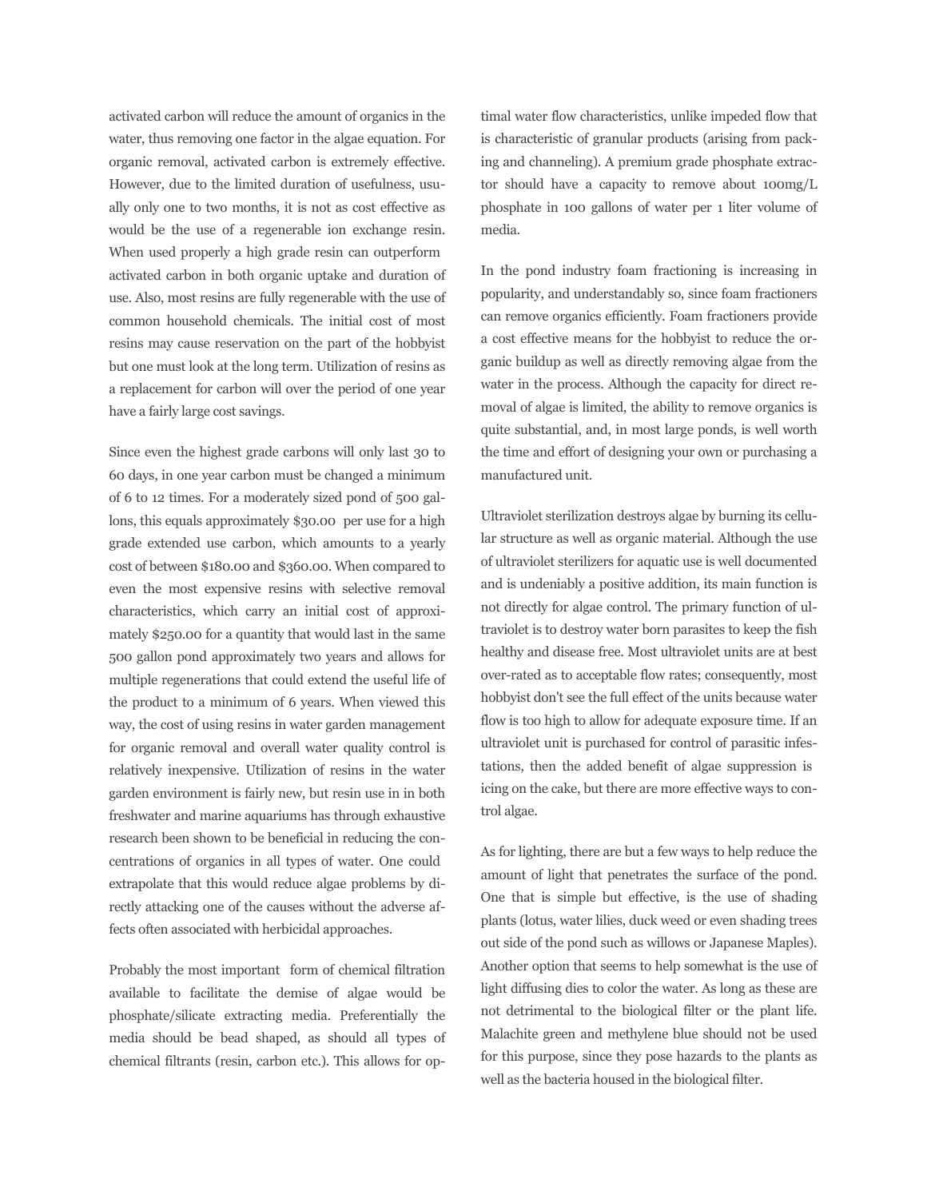activated carbon will reduce the amount of organics in the water, thus removing one factor in the algae equation. For organic removal, activated carbon is extremely effective. However, due to the limited duration of usefulness, usually only one to two months, it is not as cost effective as would be the use of a regenerable ion exchange resin. When used properly a high grade resin can outperform activated carbon in both organic uptake and duration of use. Also, most resins are fully regenerable with the use of common household chemicals. The initial cost of most resins may cause reservation on the part of the hobbyist but one must look at the long term. Utilization of resins as a replacement for carbon will over the period of one year have a fairly large cost savings.

Since even the highest grade carbons will only last 30 to 60 days, in one year carbon must be changed a minimum of 6 to 12 times. For a moderately sized pond of 500 gallons, this equals approximately $30.00 per use for a high grade extended use carbon, which amounts to a yearly cost of between $180.00 and $360.00. When compared to even the most expensive resins with selective removal characteristics, which carry an initial cost of approximately $250.00 for a quantity that would last in the same 500 gallon pond approximately two years and allows for multiple regenerations that could extend the useful life of the product to a minimum of 6 years. When viewed this way, the cost of using resins in water garden management for organic removal and overall water quality control is relatively inexpensive. Utilization of resins in the water garden environment is fairly new, but resin use in in both freshwater and marine aquariums has through exhaustive research been shown to be beneficial in reducing the concentrations of organics in all types of water. One could extrapolate that this would reduce algae problems by directly attacking one of the causes without the adverse affects often associated with herbicidal approaches.

Probably the most important form of chemical filtration available to facilitate the demise of algae would be phosphate/silicate extracting media. Preferentially the media should be bead shaped, as should all types of chemical filtrants (resin, carbon etc.). This allows for optimal water flow characteristics, unlike impeded flow that is characteristic of granular products (arising from packing and channeling). A premium grade phosphate extractor should have a capacity to remove about 100mg/L phosphate in 100 gallons of water per 1 liter volume of media.

In the pond industry foam fractioning is increasing in popularity, and understandably so, since foam fractioners can remove organics efficiently. Foam fractioners provide a cost effective means for the hobbyist to reduce the organic buildup as well as directly removing algae from the water in the process. Although the capacity for direct removal of algae is limited, the ability to remove organics is quite substantial, and, in most large ponds, is well worth the time and effort of designing your own or purchasing a manufactured unit.

Ultraviolet sterilization destroys algae by burning its cellular structure as well as organic material. Although the use of ultraviolet sterilizers for aquatic use is well documented and is undeniably a positive addition, its main function is not directly for algae control. The primary function of ultraviolet is to destroy water born parasites to keep the fish healthy and disease free. Most ultraviolet units are at best over-rated as to acceptable flow rates; consequently, most hobbyist don't see the full effect of the units because water flow is too high to allow for adequate exposure time. If an ultraviolet unit is purchased for control of parasitic infestations, then the added benefit of algae suppression is icing on the cake, but there are more effective ways to control algae.

As for lighting, there are but a few ways to help reduce the amount of light that penetrates the surface of the pond. One that is simple but effective, is the use of shading plants (lotus, water lilies, duck weed or even shading trees out side of the pond such as willows or Japanese Maples). Another option that seems to help somewhat is the use of light diffusing dies to color the water. As long as these are not detrimental to the biological filter or the plant life. Malachite green and methylene blue should not be used for this purpose, since they pose hazards to the plants as well as the bacteria housed in the biological filter.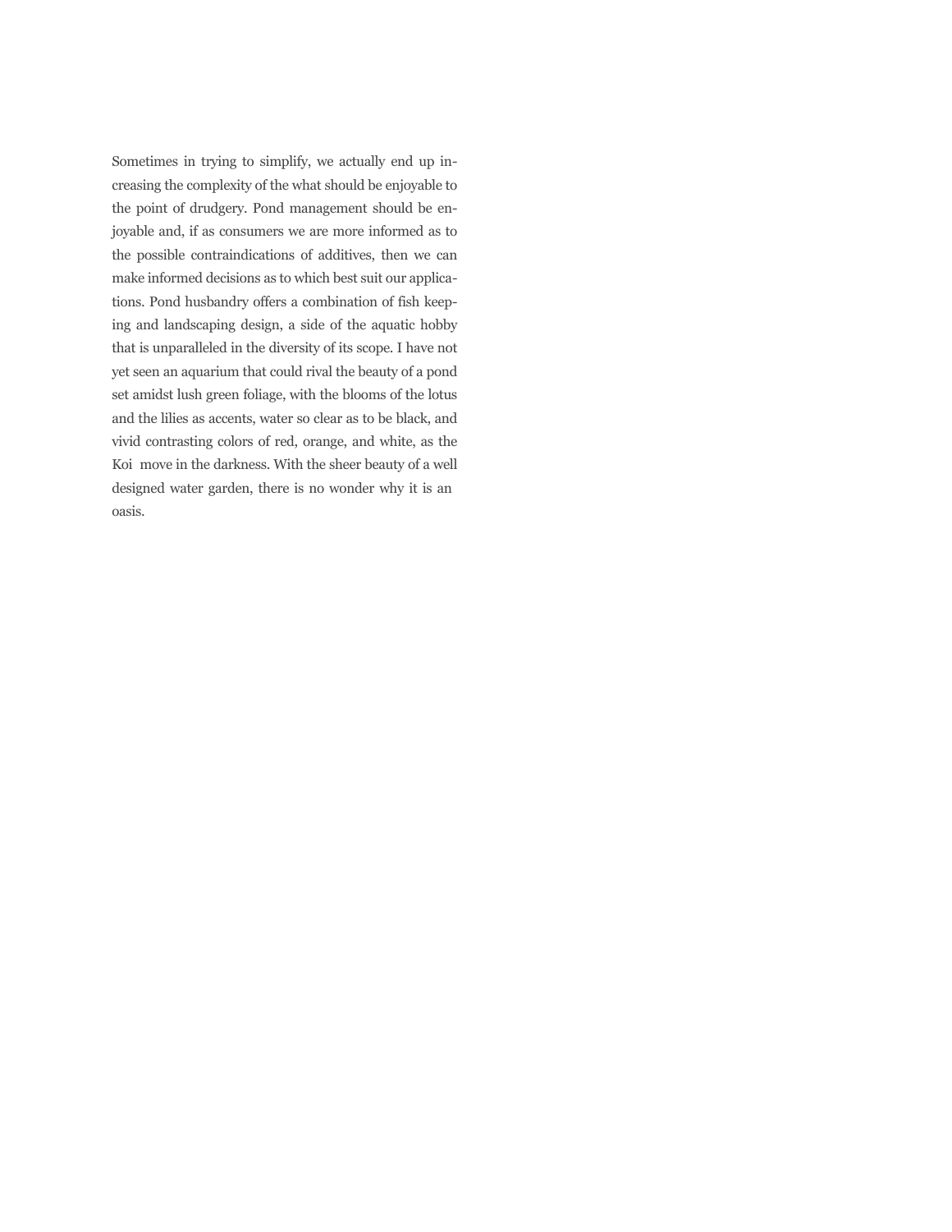Sometimes in trying to simplify, we actually end up increasing the complexity of the what should be enjoyable to the point of drudgery. Pond management should be enjoyable and, if as consumers we are more informed as to the possible contraindications of additives, then we can make informed decisions as to which best suit our applications. Pond husbandry offers a combination of fish keeping and landscaping design, a side of the aquatic hobby that is unparalleled in the diversity of its scope. I have not yet seen an aquarium that could rival the beauty of a pond set amidst lush green foliage, with the blooms of the lotus and the lilies as accents, water so clear as to be black, and vivid contrasting colors of red, orange, and white, as the Koi move in the darkness. With the sheer beauty of a well designed water garden, there is no wonder why it is an oasis.